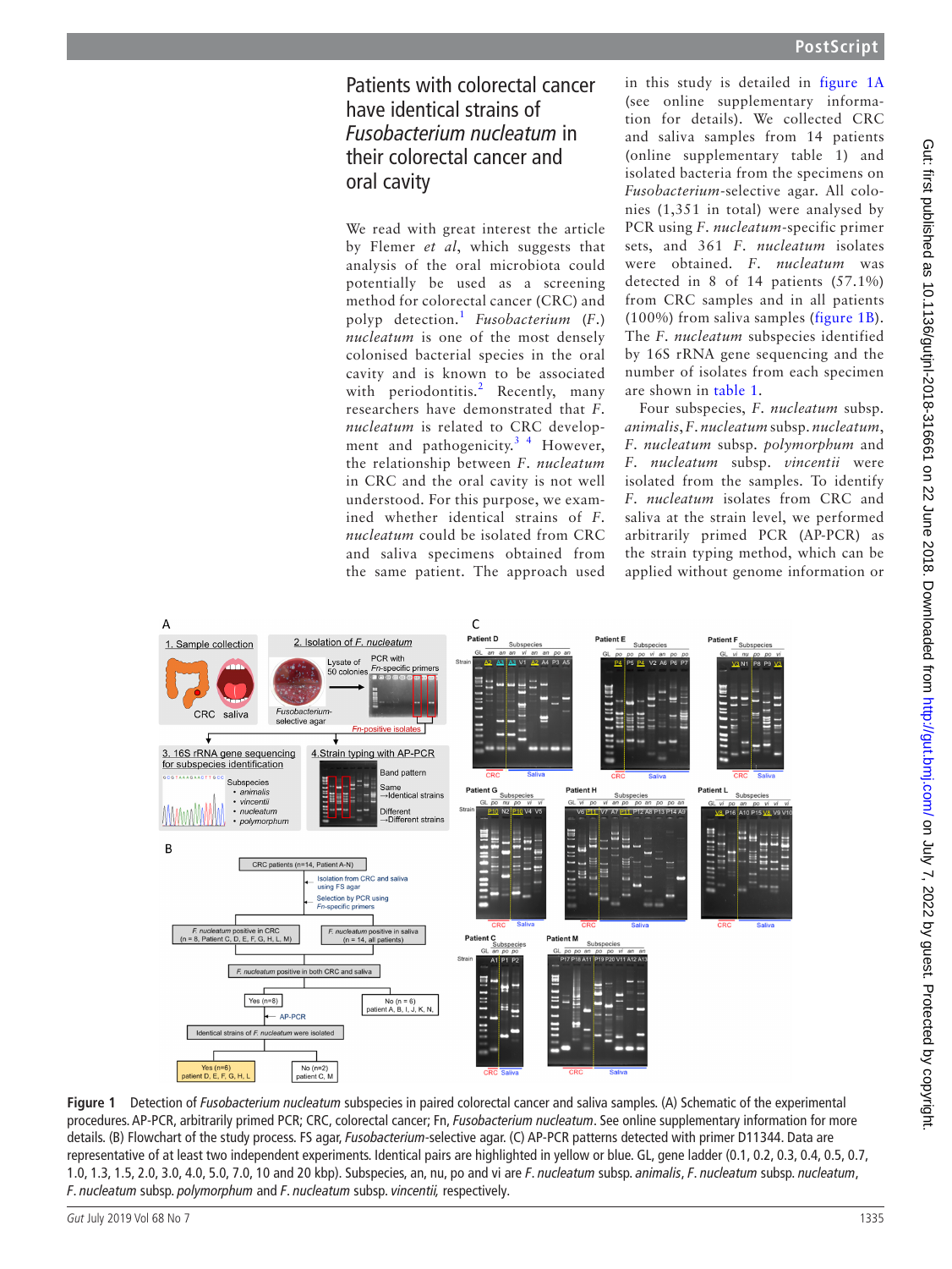# Patients with colorectal cancer have identical strains of *Fusobacterium nucleatum* in their colorectal cancer and oral cavity

We read with great interest the article by Flemer *et al*, which suggests that analysis of the oral microbiota could potentially be used as a screening method for colorectal cancer (CRC) and polyp detection.[1] *Fusobacterium* (*F.*) *nucleatum* is one of the most densely colonised bacterial species in the oral cavity and is known to be associated with periodontitis.[2] Recently, many researchers have demonstrated that *F. nucleatum* is related to CRC development and pathogenicity.[3 4] However, the relationship between *F. nucleatum* in CRC and the oral cavity is not well understood. For this purpose, we examined whether identical strains of *F. nucleatum* could be isolated from CRC and saliva specimens obtained from the same patient. The approach used in this study is detailed in figure 1A (see online supplementary information for details). We collected CRC and saliva samples from 14 patients (online supplementary table 1) and isolated bacteria from the specimens on *Fusobacterium*-selective agar. All colonies (1,351 in total) were analysed by PCR using *F. nucleatum*-specific primer sets, and 361 *F. nucleatum* isolates were obtained. *F. nucleatum* was detected in 8 of 14 patients (57.1%) from CRC samples and in all patients (100%) from saliva samples (figure 1B). The *F. nucleatum* subspecies identified by 16S rRNA gene sequencing and the number of isolates from each specimen are shown in table 1.

Four subspecies, *F. nucleatum* subsp. *animalis*, *F. nucleatum* subsp. *nucleatum*, *F. nucleatum* subsp. *polymorphum* and *F. nucleatum* subsp. *vincentii* were isolated from the samples. To identify *F. nucleatum* isolates from CRC and saliva at the strain level, we performed arbitrarily primed PCR (AP-PCR) as the strain typing method, which can be applied without genome information or

Figure 1 Detection of *Fusobacterium nucleatum* subspecies in paired colorectal cancer and saliva samples. (A) Schematic of the experimental procedures. AP-PCR, arbitrarily primed PCR; CRC, colorectal cancer; Fn, *Fusobacterium nucleatum*. See online supplementary information for more details. (B) Flowchart of the study process. FS agar, *Fusobacterium*-selective agar. (C) AP-PCR patterns detected with primer D11344. Data are representative of at least two independent experiments. Identical pairs are highlighted in yellow or blue. GL, gene ladder (0.1, 0.2, 0.3, 0.4, 0.5, 0.7, 1.0, 1.3, 1.5, 2.0, 3.0, 4.0, 5.0, 7.0, 10 and 20 kbp). Subspecies, an, nu, po and vi are *F. nucleatum* subsp. *animalis*, *F. nucleatum* subsp. *nucleatum*, *F. nucleatum* subsp. *polymorphum* and *F. nucleatum* subsp. *vincentii*, respectively.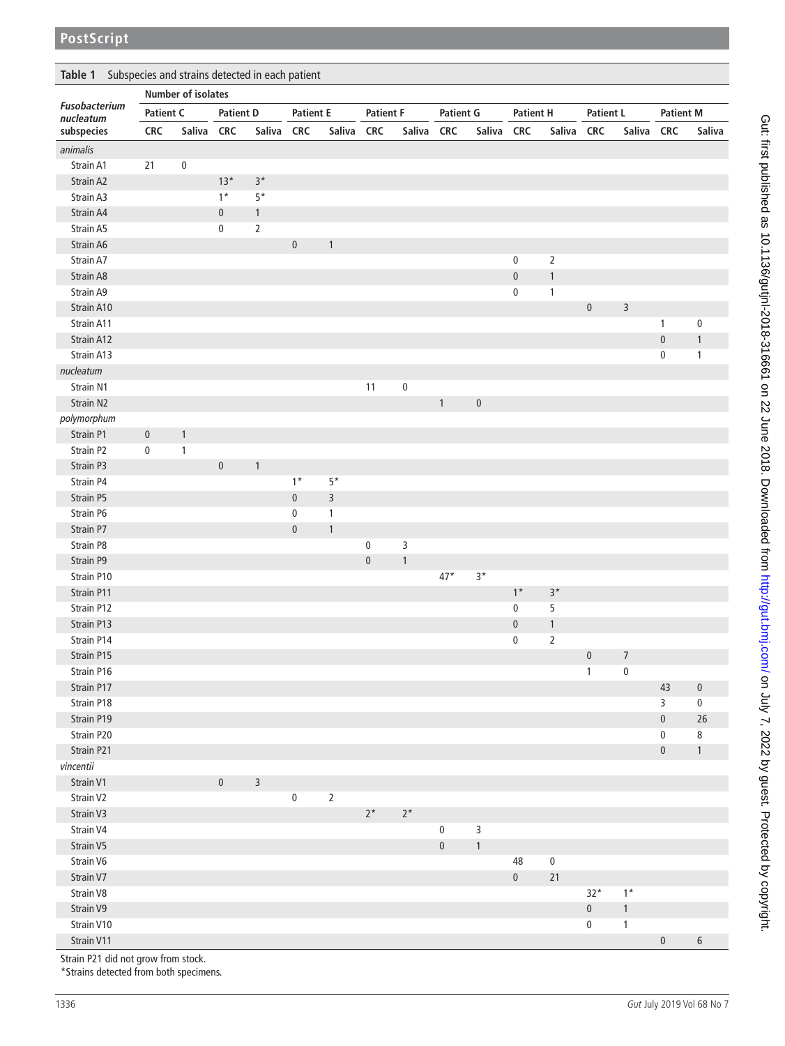**Table 1** Subspecies and strains detected in each patient

| *Fusobacterium nucleatum* subspecies | Number of isolates | | | | | | | | | | | | | | | |
|---|---|---|---|---|---|---|---|---|---|---|---|---|---|---|---|---|
| | Patient C | | Patient D | | Patient E | | Patient F | | Patient G | | Patient H | | Patient L | | Patient M | |
| | CRC | Saliva | CRC | Saliva | CRC | Saliva | CRC | Saliva | CRC | Saliva | CRC | Saliva | CRC | Saliva | CRC | Saliva |
| *animalis* | | | | | | | | | | | | | | | | |
| Strain A1 | 21 | 0 | | | | | | | | | | | | | | |
| Strain A2 | | | 13* | 3* | | | | | | | | | | | | |
| Strain A3 | | | 1* | 5* | | | | | | | | | | | | |
| Strain A4 | | | 0 | 1 | | | | | | | | | | | | |
| Strain A5 | | | 0 | 2 | | | | | | | | | | | | |
| Strain A6 | | | | | 0 | 1 | | | | | | | | | | |
| Strain A7 | | | | | | | | | | | 0 | 2 | | | | |
| Strain A8 | | | | | | | | | | | 0 | 1 | | | | |
| Strain A9 | | | | | | | | | | | 0 | 1 | | | | |
| Strain A10 | | | | | | | | | | | | | 0 | 3 | | |
| Strain A11 | | | | | | | | | | | | | | | 1 | 0 |
| Strain A12 | | | | | | | | | | | | | | | 0 | 1 |
| Strain A13 | | | | | | | | | | | | | | | 0 | 1 |
| *nucleatum* | | | | | | | | | | | | | | | | |
| Strain N1 | | | | | | | 11 | 0 | | | | | | | | |
| Strain N2 | | | | | | | | | 1 | 0 | | | | | | |
| *polymorphum* | | | | | | | | | | | | | | | | |
| Strain P1 | 0 | 1 | | | | | | | | | | | | | | |
| Strain P2 | 0 | 1 | | | | | | | | | | | | | | |
| Strain P3 | | | 0 | 1 | | | | | | | | | | | | |
| Strain P4 | | | | | 1* | 5* | | | | | | | | | | |
| Strain P5 | | | | | 0 | 3 | | | | | | | | | | |
| Strain P6 | | | | | 0 | 1 | | | | | | | | | | |
| Strain P7 | | | | | 0 | 1 | | | | | | | | | | |
| Strain P8 | | | | | | | 0 | 3 | | | | | | | | |
| Strain P9 | | | | | | | 0 | 1 | | | | | | | | |
| Strain P10 | | | | | | | | | 47* | 3* | | | | | | |
| Strain P11 | | | | | | | | | | | 1* | 3* | | | | |
| Strain P12 | | | | | | | | | | | 0 | 5 | | | | |
| Strain P13 | | | | | | | | | | | 0 | 1 | | | | |
| Strain P14 | | | | | | | | | | | 0 | 2 | | | | |
| Strain P15 | | | | | | | | | | | | | 0 | 7 | | |
| Strain P16 | | | | | | | | | | | | | 1 | 0 | | |
| Strain P17 | | | | | | | | | | | | | | | 43 | 0 |
| Strain P18 | | | | | | | | | | | | | | | 3 | 0 |
| Strain P19 | | | | | | | | | | | | | | | 0 | 26 |
| Strain P20 | | | | | | | | | | | | | | | 0 | 8 |
| Strain P21 | | | | | | | | | | | | | | | 0 | 1 |
| *vincentii* | | | | | | | | | | | | | | | | |
| Strain V1 | | | 0 | 3 | | | | | | | | | | | | |
| Strain V2 | | | | | 0 | 2 | | | | | | | | | | |
| Strain V3 | | | | | | | 2* | 2* | | | | | | | | |
| Strain V4 | | | | | | | | | 0 | 3 | | | | | | |
| Strain V5 | | | | | | | | | 0 | 1 | | | | | | |
| Strain V6 | | | | | | | | | | | 48 | 0 | | | | |
| Strain V7 | | | | | | | | | | | 0 | 21 | | | | |
| Strain V8 | | | | | | | | | | | | | 32* | 1* | | |
| Strain V9 | | | | | | | | | | | | | 0 | 1 | | |
| Strain V10 | | | | | | | | | | | | | 0 | 1 | | |
| Strain V11 | | | | | | | | | | | | | | | 0 | 6 |

Strain P21 did not grow from stock.

*Strains detected from both specimens.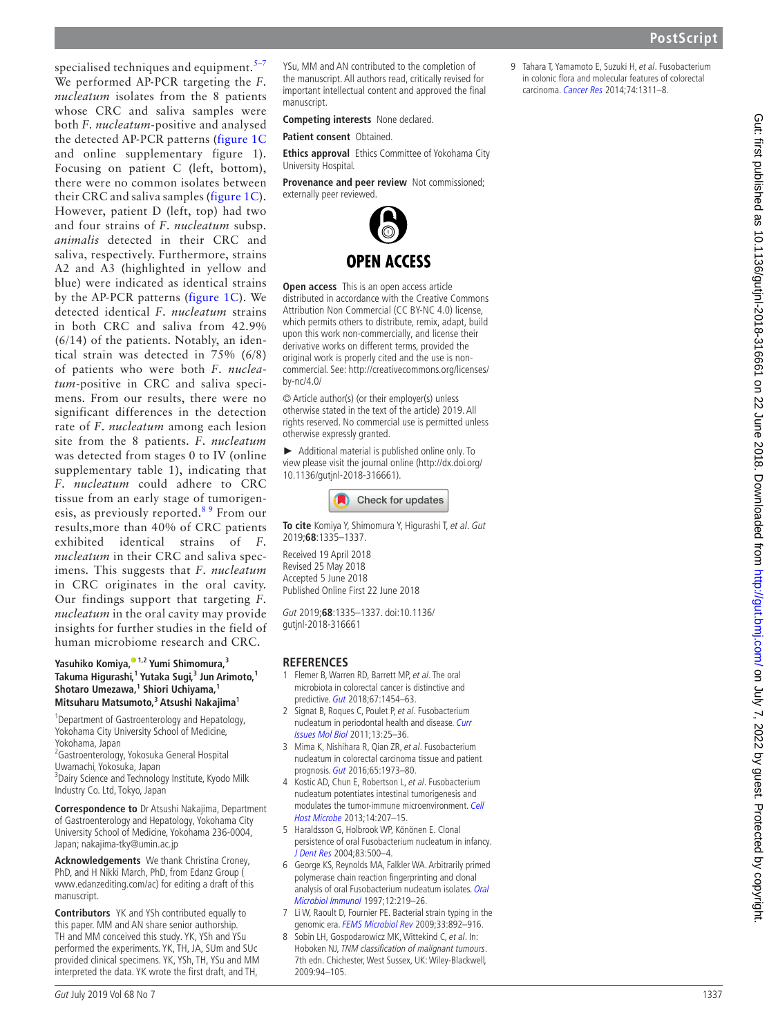specialised techniques and equipment.[5–7] We performed AP-PCR targeting the *F. nucleatum* isolates from the 8 patients whose CRC and saliva samples were both *F. nucleatum*-positive and analysed the detected AP-PCR patterns (figure 1C and online supplementary figure 1). Focusing on patient C (left, bottom), there were no common isolates between their CRC and saliva samples (figure 1C). However, patient D (left, top) had two and four strains of *F. nucleatum* subsp. *animalis* detected in their CRC and saliva, respectively. Furthermore, strains A2 and A3 (highlighted in yellow and blue) were indicated as identical strains by the AP-PCR patterns (figure 1C). We detected identical *F. nucleatum* strains in both CRC and saliva from 42.9% (6/14) of the patients. Notably, an identical strain was detected in 75% (6/8) of patients who were both *F. nucleatum*-positive in CRC and saliva specimens. From our results, there were no significant differences in the detection rate of *F. nucleatum* among each lesion site from the 8 patients. *F. nucleatum* was detected from stages 0 to IV (online supplementary table 1), indicating that *F. nucleatum* could adhere to CRC tissue from an early stage of tumorigenesis, as previously reported.[8 9] From our results,more than 40% of CRC patients exhibited identical strains of *F. nucleatum* in their CRC and saliva specimens. This suggests that *F. nucleatum* in CRC originates in the oral cavity. Our findings support that targeting *F. nucleatum* in the oral cavity may provide insights for further studies in the field of human microbiome research and CRC.

**Yasuhiko Komiya,**[1,2] **Yumi Shimomura,**[3] **Takuma Higurashi,**[1] **Yutaka Sugi,**[3] **Jun Arimoto,**[1] **Shotaro Umezawa,**[1] **Shiori Uchiyama,**[1] **Mitsuharu Matsumoto,**[3] **Atsushi Nakajima**[1]

[1]Department of Gastroenterology and Hepatology, Yokohama City University School of Medicine, Yokohama, Japan
[2]Gastroenterology, Yokosuka General Hospital Uwamachi, Yokosuka, Japan
[3]Dairy Science and Technology Institute, Kyodo Milk Industry Co. Ltd, Tokyo, Japan

**Correspondence to** Dr Atsushi Nakajima, Department of Gastroenterology and Hepatology, Yokohama City University School of Medicine, Yokohama 236-0004, Japan; nakajima-tky@umin.ac.jp

**Acknowledgements** We thank Christina Croney, PhD, and H Nikki March, PhD, from Edanz Group (www.edanzediting.com/ac) for editing a draft of this manuscript.

**Contributors** YK and YSh contributed equally to this paper. MM and AN share senior authorship. TH and MM conceived this study. YK, YSh and YSu performed the experiments. YK, TH, JA, SUm and SUc provided clinical specimens. YK, YSh, TH, YSu and MM interpreted the data. YK wrote the first draft, and TH, YSu, MM and AN contributed to the completion of the manuscript. All authors read, critically revised for important intellectual content and approved the final manuscript.

**Competing interests** None declared.

**Patient consent** Obtained.

**Ethics approval** Ethics Committee of Yokohama City University Hospital.

**Provenance and peer review** Not commissioned; externally peer reviewed.

**OPEN ACCESS**

**Open access** This is an open access article distributed in accordance with the Creative Commons Attribution Non Commercial (CC BY-NC 4.0) license, which permits others to distribute, remix, adapt, build upon this work non-commercially, and license their derivative works on different terms, provided the original work is properly cited and the use is non-commercial. See: http://creativecommons.org/licenses/by-nc/4.0/

© Article author(s) (or their employer(s) unless otherwise stated in the text of the article) 2019. All rights reserved. No commercial use is permitted unless otherwise expressly granted.

► Additional material is published online only. To view please visit the journal online (http://dx.doi.org/10.1136/gutjnl-2018-316661).

**To cite** Komiya Y, Shimomura Y, Higurashi T, *et al*. *Gut* 2019;**68**:1335–1337.

Received 19 April 2018
Revised 25 May 2018
Accepted 5 June 2018
Published Online First 22 June 2018

*Gut* 2019;**68**:1335–1337. doi:10.1136/gutjnl-2018-316661

## REFERENCES

1. Flemer B, Warren RD, Barrett MP, *et al*. The oral microbiota in colorectal cancer is distinctive and predictive. *Gut* 2018;67:1454–63.
2. Signat B, Roques C, Poulet P, *et al*. Fusobacterium nucleatum in periodontal health and disease. *Curr Issues Mol Biol* 2011;13:25–36.
3. Mima K, Nishihara R, Qian ZR, *et al*. Fusobacterium nucleatum in colorectal carcinoma tissue and patient prognosis. *Gut* 2016;65:1973–80.
4. Kostic AD, Chun E, Robertson L, *et al*. Fusobacterium nucleatum potentiates intestinal tumorigenesis and modulates the tumor-immune microenvironment. *Cell Host Microbe* 2013;14:207–15.
5. Haraldsson G, Holbrook WP, Könönen E. Clonal persistence of oral Fusobacterium nucleatum in infancy. *J Dent Res* 2004;83:500–4.
6. George KS, Reynolds MA, Falkler WA. Arbitrarily primed polymerase chain reaction fingerprinting and clonal analysis of oral Fusobacterium nucleatum isolates. *Oral Microbiol Immunol* 1997;12:219–26.
7. Li W, Raoult D, Fournier PE. Bacterial strain typing in the genomic era. *FEMS Microbiol Rev* 2009;33:892–916.
8. Sobin LH, Gospodarowicz MK, Wittekind C, *et al*. In: Hoboken NJ, *TNM classification of malignant tumours*. 7th edn. Chichester, West Sussex, UK: Wiley-Blackwell, 2009:94–105.
9. Tahara T, Yamamoto E, Suzuki H, *et al*. Fusobacterium in colonic flora and molecular features of colorectal carcinoma. *Cancer Res* 2014;74:1311–8.